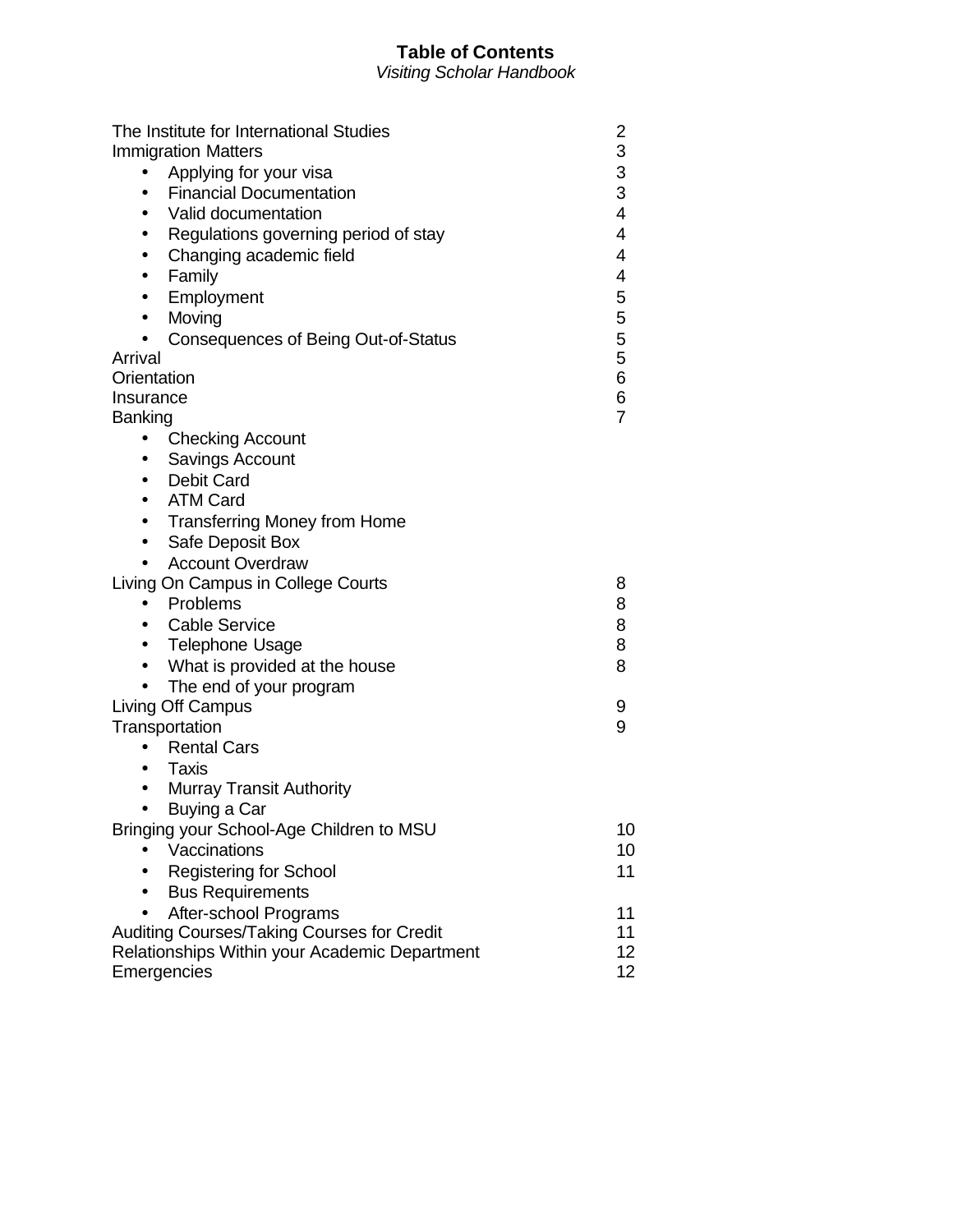# Table of Contents

*Visiting Scholar Handbook*

| | |
|---|---|
| The Institute for International Studies | 2 |
| Immigration Matters | 3 |
| • Applying for your visa | 3 |
| • Financial Documentation | 3 |
| • Valid documentation | 4 |
| • Regulations governing period of stay | 4 |
| • Changing academic field | 4 |
| • Family | 4 |
| • Employment | 5 |
| • Moving | 5 |
| • Consequences of Being Out-of-Status | 5 |
| Arrival | 5 |
| Orientation | 6 |
| Insurance | 6 |
| Banking | 7 |
| • Checking Account | |
| • Savings Account | |
| • Debit Card | |
| • ATM Card | |
| • Transferring Money from Home | |
| • Safe Deposit Box | |
| • Account Overdraw | |
| Living On Campus in College Courts | 8 |
| • Problems | 8 |
| • Cable Service | 8 |
| • Telephone Usage | 8 |
| • What is provided at the house | 8 |
| • The end of your program | |
| Living Off Campus | 9 |
| Transportation | 9 |
| • Rental Cars | |
| • Taxis | |
| • Murray Transit Authority | |
| • Buying a Car | |
| Bringing your School-Age Children to MSU | 10 |
| • Vaccinations | 10 |
| • Registering for School | 11 |
| • Bus Requirements | |
| • After-school Programs | 11 |
| Auditing Courses/Taking Courses for Credit | 11 |
| Relationships Within your Academic Department | 12 |
| Emergencies | 12 |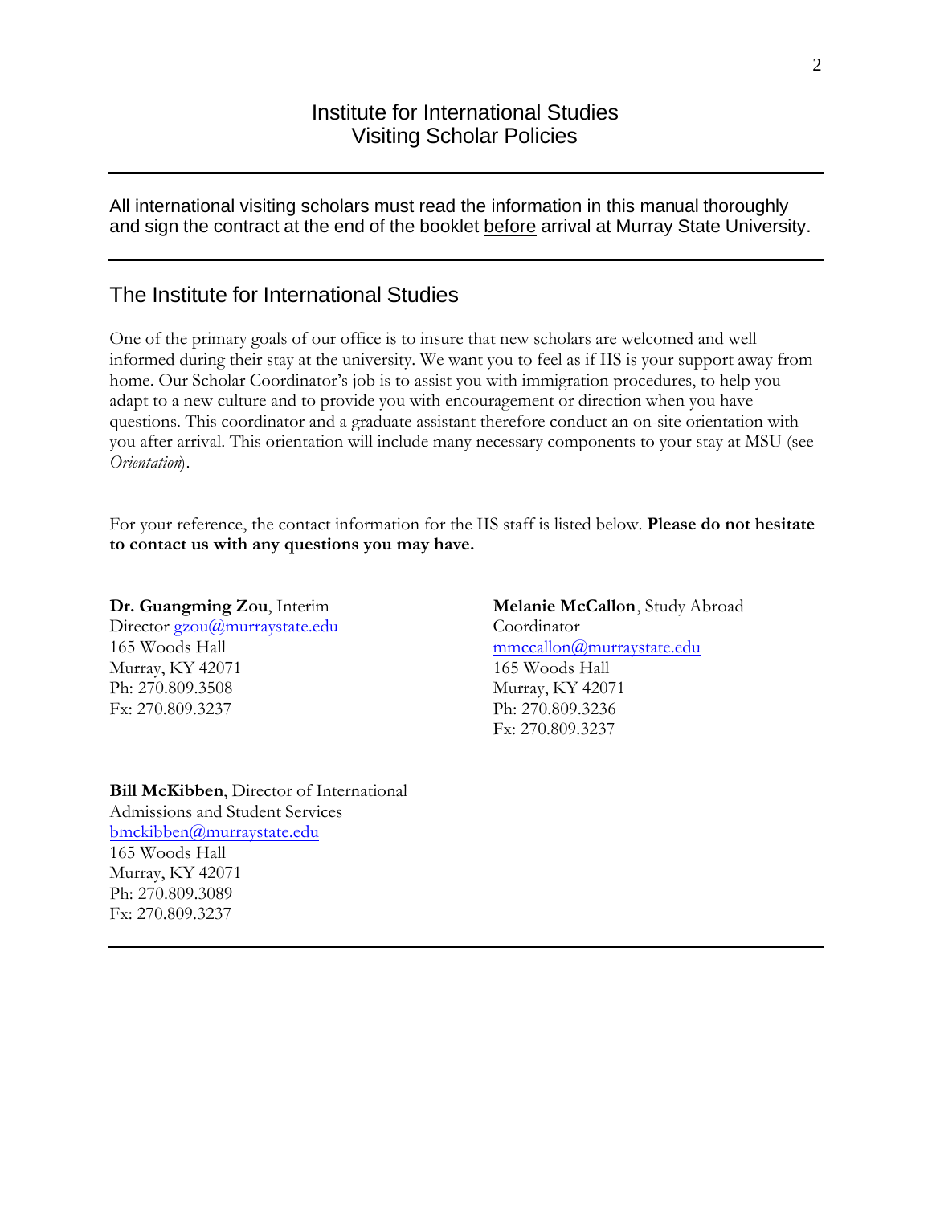# Institute for International Studies
# Visiting Scholar Policies

---

All international visiting scholars must read the information in this manual thoroughly and sign the contract at the end of the booklet <u>before</u> arrival at Murray State University.

---

## The Institute for International Studies

One of the primary goals of our office is to insure that new scholars are welcomed and well informed during their stay at the university. We want you to feel as if IIS is your support away from home. Our Scholar Coordinator's job is to assist you with immigration procedures, to help you adapt to a new culture and to provide you with encouragement or direction when you have questions. This coordinator and a graduate assistant therefore conduct an on-site orientation with you after arrival. This orientation will include many necessary components to your stay at MSU (see *Orientation*).

For your reference, the contact information for the IIS staff is listed below. **Please do not hesitate to contact us with any questions you may have.**

**Dr. Guangming Zou**, Interim Director gzou@murraystate.edu
165 Woods Hall
Murray, KY 42071
Ph: 270.809.3508
Fx: 270.809.3237

**Melanie McCallon**, Study Abroad Coordinator
mmccallon@murraystate.edu
165 Woods Hall
Murray, KY 42071
Ph: 270.809.3236
Fx: 270.809.3237

**Bill McKibben**, Director of International Admissions and Student Services
bmckibben@murraystate.edu
165 Woods Hall
Murray, KY 42071
Ph: 270.809.3089
Fx: 270.809.3237

---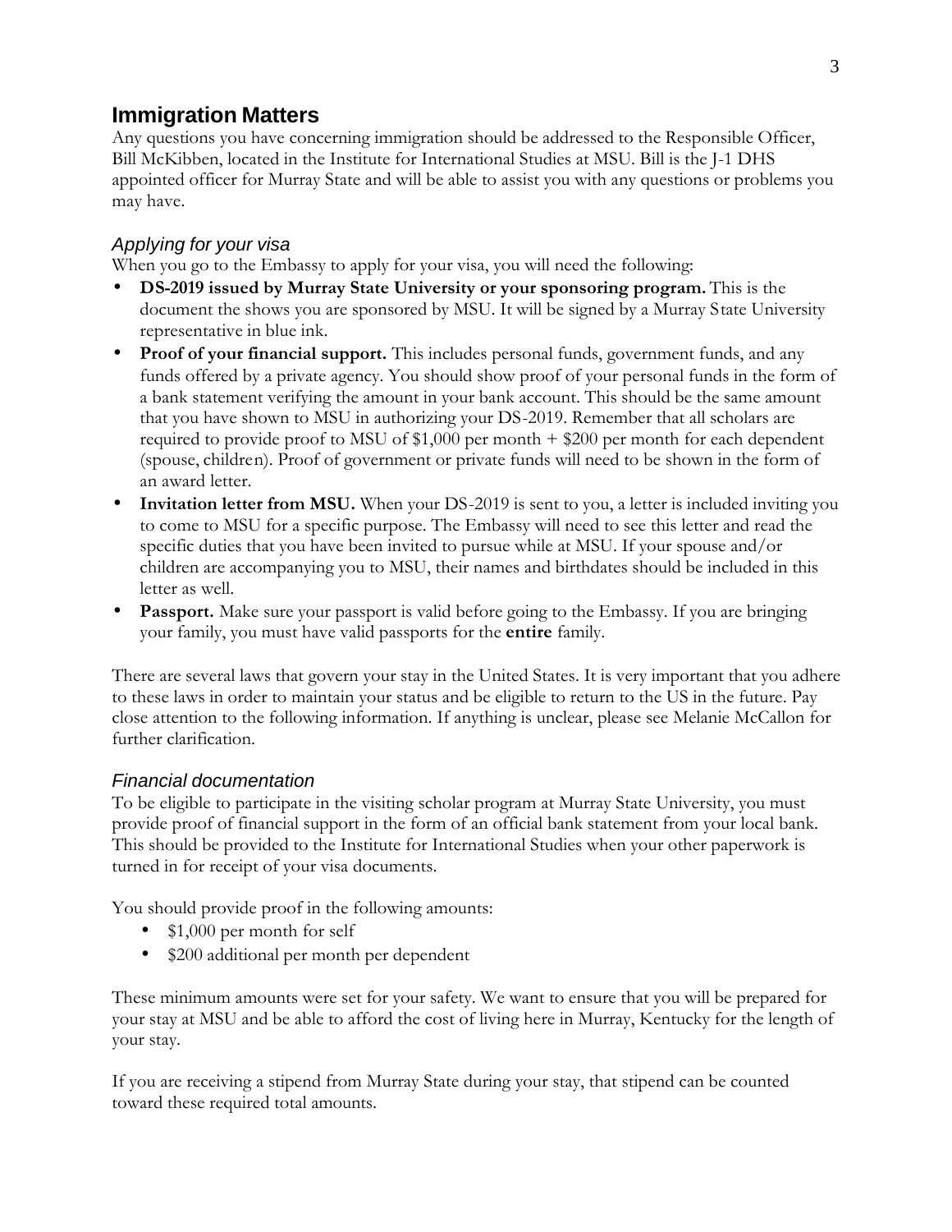## Immigration Matters

Any questions you have concerning immigration should be addressed to the Responsible Officer, Bill McKibben, located in the Institute for International Studies at MSU. Bill is the J-1 DHS appointed officer for Murray State and will be able to assist you with any questions or problems you may have.

### *Applying for your visa*

When you go to the Embassy to apply for your visa, you will need the following:

- **DS-2019 issued by Murray State University or your sponsoring program.** This is the document the shows you are sponsored by MSU. It will be signed by a Murray State University representative in blue ink.
- **Proof of your financial support.** This includes personal funds, government funds, and any funds offered by a private agency. You should show proof of your personal funds in the form of a bank statement verifying the amount in your bank account. This should be the same amount that you have shown to MSU in authorizing your DS-2019. Remember that all scholars are required to provide proof to MSU of $1,000 per month + $200 per month for each dependent (spouse, children). Proof of government or private funds will need to be shown in the form of an award letter.
- **Invitation letter from MSU.** When your DS-2019 is sent to you, a letter is included inviting you to come to MSU for a specific purpose. The Embassy will need to see this letter and read the specific duties that you have been invited to pursue while at MSU. If your spouse and/or children are accompanying you to MSU, their names and birthdates should be included in this letter as well.
- **Passport.** Make sure your passport is valid before going to the Embassy. If you are bringing your family, you must have valid passports for the **entire** family.

There are several laws that govern your stay in the United States. It is very important that you adhere to these laws in order to maintain your status and be eligible to return to the US in the future. Pay close attention to the following information. If anything is unclear, please see Melanie McCallon for further clarification.

### *Financial documentation*

To be eligible to participate in the visiting scholar program at Murray State University, you must provide proof of financial support in the form of an official bank statement from your local bank. This should be provided to the Institute for International Studies when your other paperwork is turned in for receipt of your visa documents.

You should provide proof in the following amounts:

- $1,000 per month for self
- $200 additional per month per dependent

These minimum amounts were set for your safety. We want to ensure that you will be prepared for your stay at MSU and be able to afford the cost of living here in Murray, Kentucky for the length of your stay.

If you are receiving a stipend from Murray State during your stay, that stipend can be counted toward these required total amounts.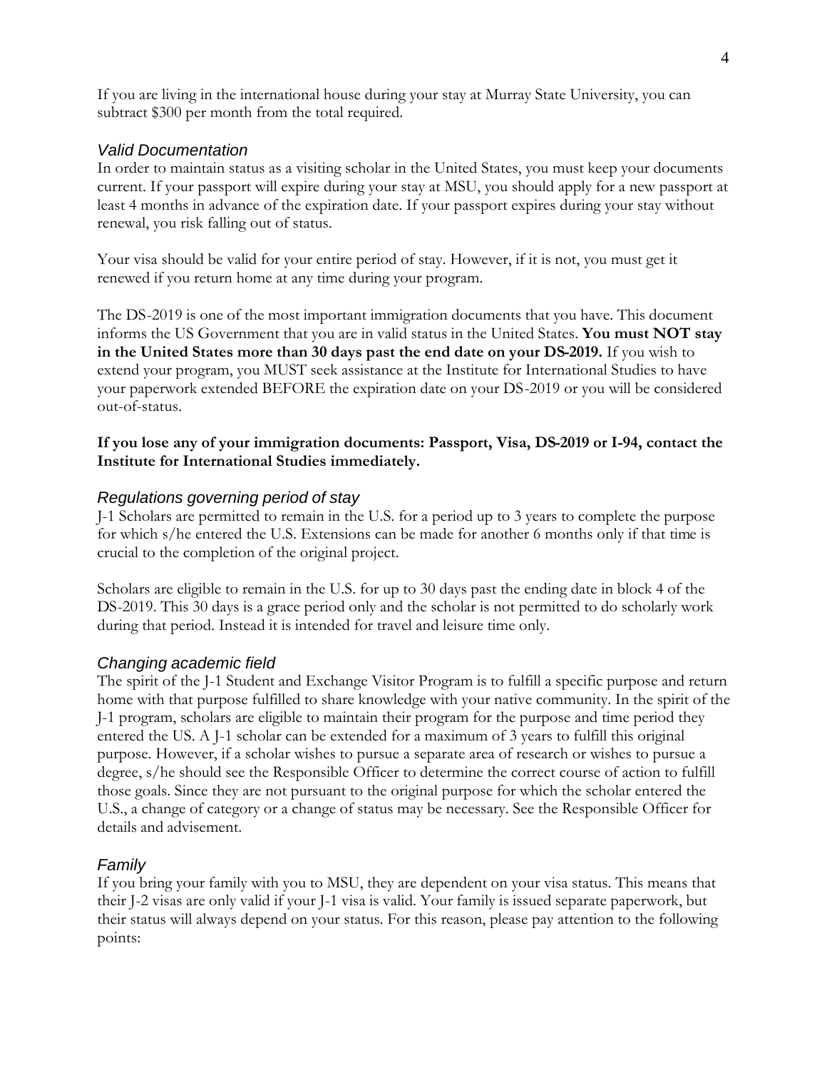If you are living in the international house during your stay at Murray State University, you can subtract $300 per month from the total required.

### *Valid Documentation*

In order to maintain status as a visiting scholar in the United States, you must keep your documents current. If your passport will expire during your stay at MSU, you should apply for a new passport at least 4 months in advance of the expiration date. If your passport expires during your stay without renewal, you risk falling out of status.

Your visa should be valid for your entire period of stay. However, if it is not, you must get it renewed if you return home at any time during your program.

The DS-2019 is one of the most important immigration documents that you have. This document informs the US Government that you are in valid status in the United States. **You must NOT stay in the United States more than 30 days past the end date on your DS-2019.** If you wish to extend your program, you MUST seek assistance at the Institute for International Studies to have your paperwork extended BEFORE the expiration date on your DS-2019 or you will be considered out-of-status.

**If you lose any of your immigration documents: Passport, Visa, DS-2019 or I-94, contact the Institute for International Studies immediately.**

### *Regulations governing period of stay*

J-1 Scholars are permitted to remain in the U.S. for a period up to 3 years to complete the purpose for which s/he entered the U.S. Extensions can be made for another 6 months only if that time is crucial to the completion of the original project.

Scholars are eligible to remain in the U.S. for up to 30 days past the ending date in block 4 of the DS-2019. This 30 days is a grace period only and the scholar is not permitted to do scholarly work during that period. Instead it is intended for travel and leisure time only.

### *Changing academic field*

The spirit of the J-1 Student and Exchange Visitor Program is to fulfill a specific purpose and return home with that purpose fulfilled to share knowledge with your native community. In the spirit of the J-1 program, scholars are eligible to maintain their program for the purpose and time period they entered the US. A J-1 scholar can be extended for a maximum of 3 years to fulfill this original purpose. However, if a scholar wishes to pursue a separate area of research or wishes to pursue a degree, s/he should see the Responsible Officer to determine the correct course of action to fulfill those goals. Since they are not pursuant to the original purpose for which the scholar entered the U.S., a change of category or a change of status may be necessary. See the Responsible Officer for details and advisement.

### *Family*

If you bring your family with you to MSU, they are dependent on your visa status. This means that their J-2 visas are only valid if your J-1 visa is valid. Your family is issued separate paperwork, but their status will always depend on your status. For this reason, please pay attention to the following points: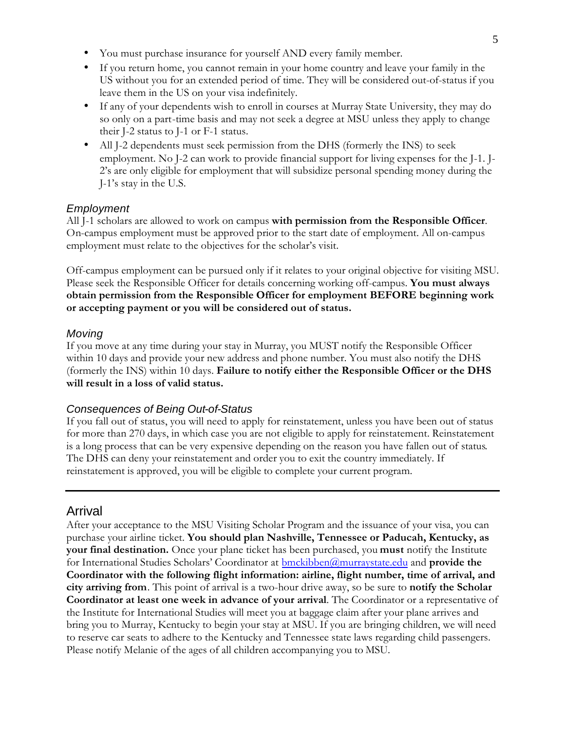- You must purchase insurance for yourself AND every family member.
- If you return home, you cannot remain in your home country and leave your family in the US without you for an extended period of time. They will be considered out-of-status if you leave them in the US on your visa indefinitely.
- If any of your dependents wish to enroll in courses at Murray State University, they may do so only on a part-time basis and may not seek a degree at MSU unless they apply to change their J-2 status to J-1 or F-1 status.
- All J-2 dependents must seek permission from the DHS (formerly the INS) to seek employment. No J-2 can work to provide financial support for living expenses for the J-1. J-2's are only eligible for employment that will subsidize personal spending money during the J-1's stay in the U.S.

### *Employment*

All J-1 scholars are allowed to work on campus **with permission from the Responsible Officer**. On-campus employment must be approved prior to the start date of employment. All on-campus employment must relate to the objectives for the scholar's visit.

Off-campus employment can be pursued only if it relates to your original objective for visiting MSU. Please seek the Responsible Officer for details concerning working off-campus. **You must always obtain permission from the Responsible Officer for employment BEFORE beginning work or accepting payment or you will be considered out of status.**

### *Moving*

If you move at any time during your stay in Murray, you MUST notify the Responsible Officer within 10 days and provide your new address and phone number. You must also notify the DHS (formerly the INS) within 10 days. **Failure to notify either the Responsible Officer or the DHS will result in a loss of valid status.**

### *Consequences of Being Out-of-Status*

If you fall out of status, you will need to apply for reinstatement, unless you have been out of status for more than 270 days, in which case you are not eligible to apply for reinstatement. Reinstatement is a long process that can be very expensive depending on the reason you have fallen out of status. The DHS can deny your reinstatement and order you to exit the country immediately. If reinstatement is approved, you will be eligible to complete your current program.

---

## Arrival

After your acceptance to the MSU Visiting Scholar Program and the issuance of your visa, you can purchase your airline ticket. **You should plan Nashville, Tennessee or Paducah, Kentucky, as your final destination.** Once your plane ticket has been purchased, you **must** notify the Institute for International Studies Scholars' Coordinator at bmckibben@murraystate.edu and **provide the Coordinator with the following flight information: airline, flight number, time of arrival, and city arriving from**. This point of arrival is a two-hour drive away, so be sure to **notify the Scholar Coordinator at least one week in advance of your arrival**. The Coordinator or a representative of the Institute for International Studies will meet you at baggage claim after your plane arrives and bring you to Murray, Kentucky to begin your stay at MSU. If you are bringing children, we will need to reserve car seats to adhere to the Kentucky and Tennessee state laws regarding child passengers. Please notify Melanie of the ages of all children accompanying you to MSU.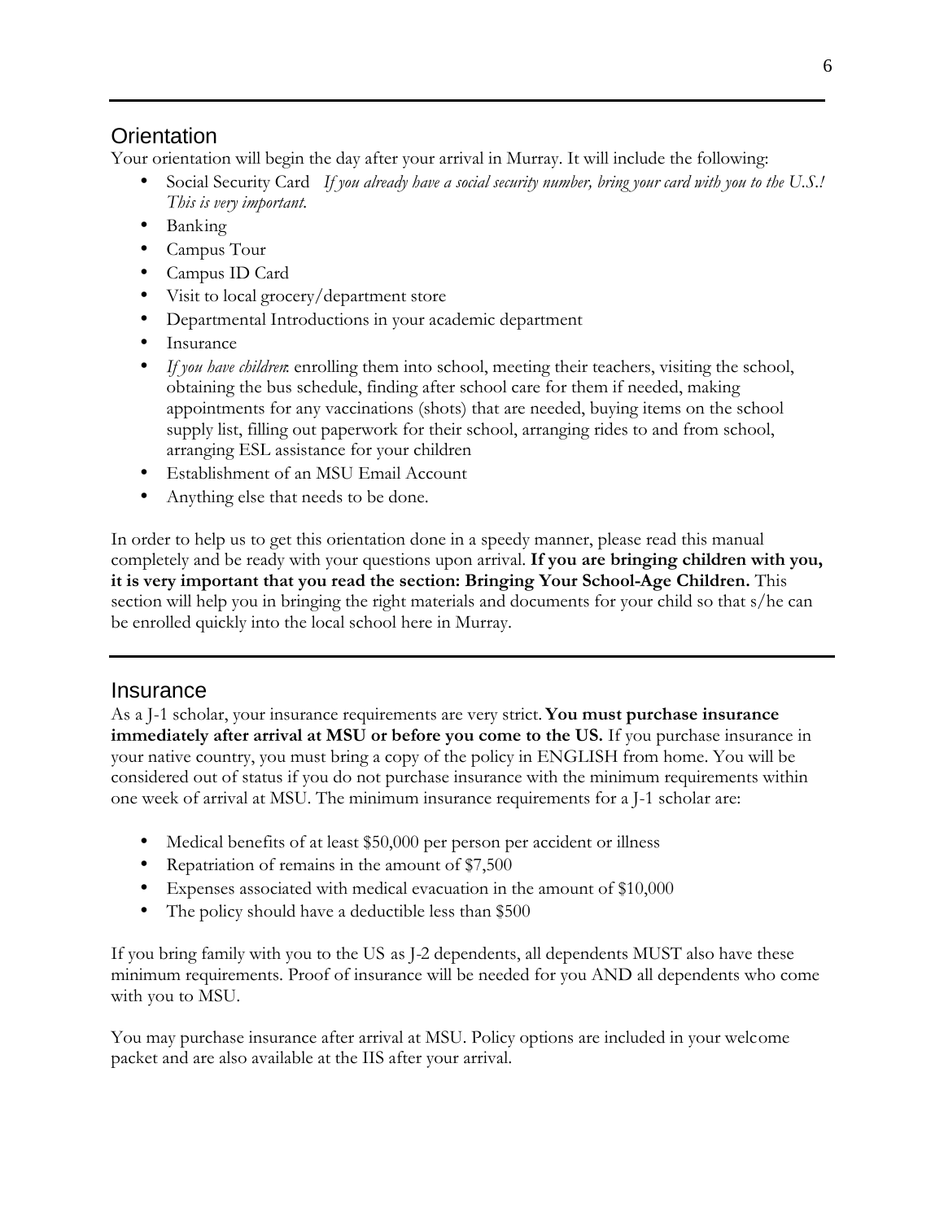## Orientation

Your orientation will begin the day after your arrival in Murray. It will include the following:

- Social Security Card *If you already have a social security number, bring your card with you to the U.S.! This is very important.*
- Banking
- Campus Tour
- Campus ID Card
- Visit to local grocery/department store
- Departmental Introductions in your academic department
- Insurance
- *If you have children*: enrolling them into school, meeting their teachers, visiting the school, obtaining the bus schedule, finding after school care for them if needed, making appointments for any vaccinations (shots) that are needed, buying items on the school supply list, filling out paperwork for their school, arranging rides to and from school, arranging ESL assistance for your children
- Establishment of an MSU Email Account
- Anything else that needs to be done.

In order to help us to get this orientation done in a speedy manner, please read this manual completely and be ready with your questions upon arrival. **If you are bringing children with you, it is very important that you read the section: Bringing Your School-Age Children.** This section will help you in bringing the right materials and documents for your child so that s/he can be enrolled quickly into the local school here in Murray.

## Insurance

As a J-1 scholar, your insurance requirements are very strict. **You must purchase insurance immediately after arrival at MSU or before you come to the US.** If you purchase insurance in your native country, you must bring a copy of the policy in ENGLISH from home. You will be considered out of status if you do not purchase insurance with the minimum requirements within one week of arrival at MSU. The minimum insurance requirements for a J-1 scholar are:

- Medical benefits of at least $50,000 per person per accident or illness
- Repatriation of remains in the amount of $7,500
- Expenses associated with medical evacuation in the amount of $10,000
- The policy should have a deductible less than $500

If you bring family with you to the US as J-2 dependents, all dependents MUST also have these minimum requirements. Proof of insurance will be needed for you AND all dependents who come with you to MSU.

You may purchase insurance after arrival at MSU. Policy options are included in your welcome packet and are also available at the IIS after your arrival.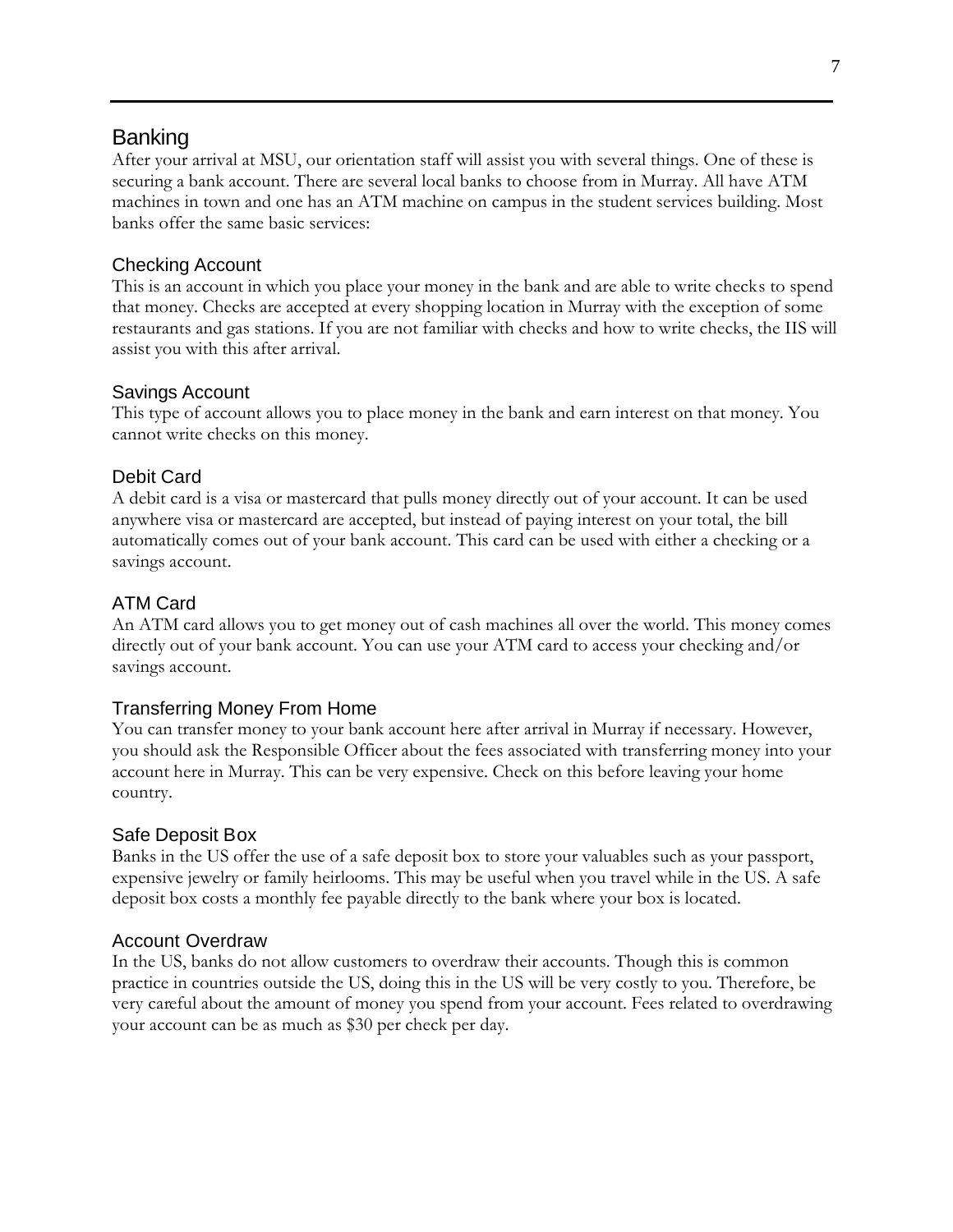## Banking

After your arrival at MSU, our orientation staff will assist you with several things. One of these is securing a bank account. There are several local banks to choose from in Murray. All have ATM machines in town and one has an ATM machine on campus in the student services building. Most banks offer the same basic services:

### Checking Account

This is an account in which you place your money in the bank and are able to write checks to spend that money. Checks are accepted at every shopping location in Murray with the exception of some restaurants and gas stations. If you are not familiar with checks and how to write checks, the IIS will assist you with this after arrival.

### Savings Account

This type of account allows you to place money in the bank and earn interest on that money. You cannot write checks on this money.

### Debit Card

A debit card is a visa or mastercard that pulls money directly out of your account. It can be used anywhere visa or mastercard are accepted, but instead of paying interest on your total, the bill automatically comes out of your bank account. This card can be used with either a checking or a savings account.

### ATM Card

An ATM card allows you to get money out of cash machines all over the world. This money comes directly out of your bank account. You can use your ATM card to access your checking and/or savings account.

### Transferring Money From Home

You can transfer money to your bank account here after arrival in Murray if necessary. However, you should ask the Responsible Officer about the fees associated with transferring money into your account here in Murray. This can be very expensive. Check on this before leaving your home country.

### Safe Deposit Box

Banks in the US offer the use of a safe deposit box to store your valuables such as your passport, expensive jewelry or family heirlooms. This may be useful when you travel while in the US. A safe deposit box costs a monthly fee payable directly to the bank where your box is located.

### Account Overdraw

In the US, banks do not allow customers to overdraw their accounts. Though this is common practice in countries outside the US, doing this in the US will be very costly to you. Therefore, be very careful about the amount of money you spend from your account. Fees related to overdrawing your account can be as much as $30 per check per day.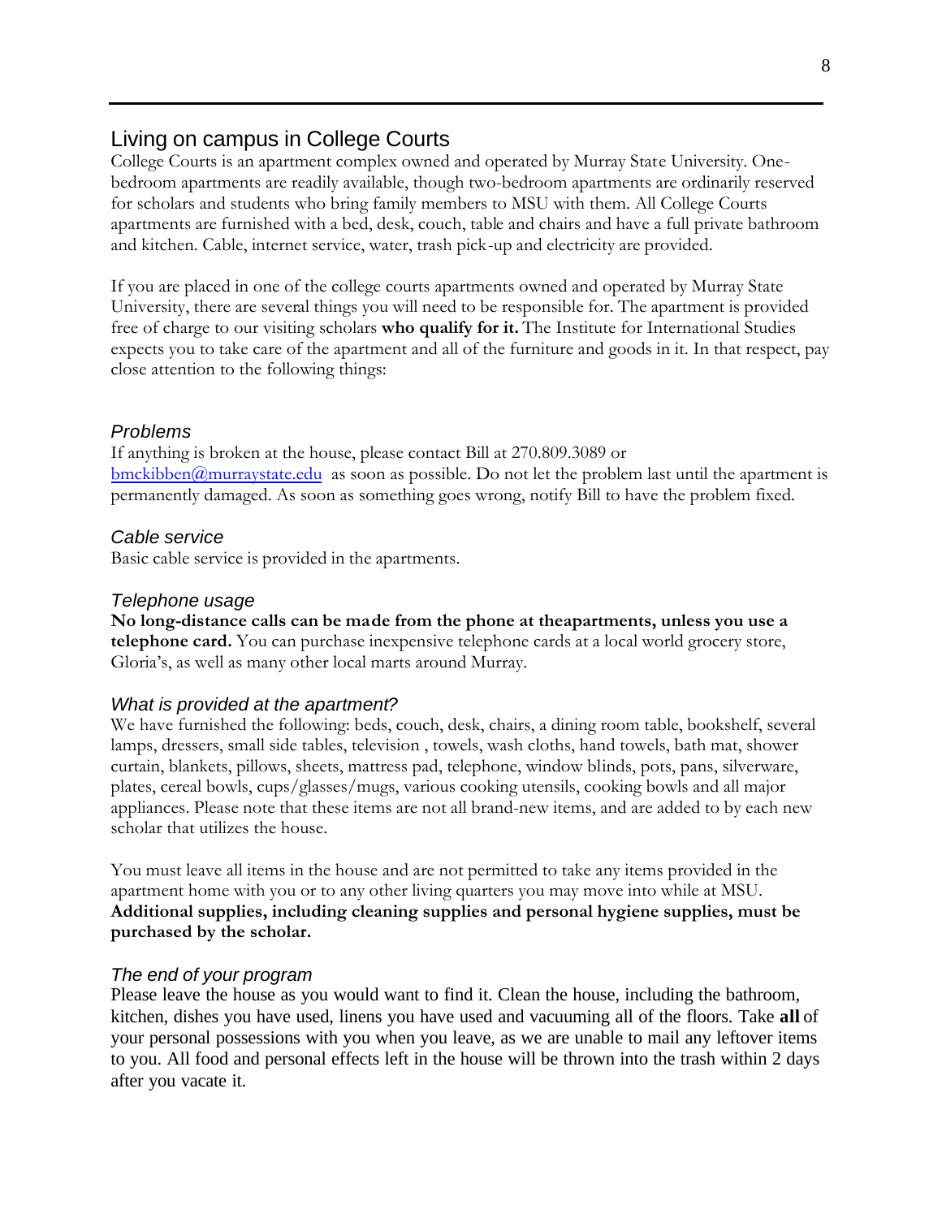## Living on campus in College Courts

College Courts is an apartment complex owned and operated by Murray State University. One-bedroom apartments are readily available, though two-bedroom apartments are ordinarily reserved for scholars and students who bring family members to MSU with them. All College Courts apartments are furnished with a bed, desk, couch, table and chairs and have a full private bathroom and kitchen. Cable, internet service, water, trash pick-up and electricity are provided.

If you are placed in one of the college courts apartments owned and operated by Murray State University, there are several things you will need to be responsible for. The apartment is provided free of charge to our visiting scholars **who qualify for it.** The Institute for International Studies expects you to take care of the apartment and all of the furniture and goods in it. In that respect, pay close attention to the following things:

### *Problems*

If anything is broken at the house, please contact Bill at 270.809.3089 or bmckibben@murraystate.edu as soon as possible. Do not let the problem last until the apartment is permanently damaged. As soon as something goes wrong, notify Bill to have the problem fixed.

### *Cable service*

Basic cable service is provided in the apartments.

### *Telephone usage*

**No long-distance calls can be made from the phone at theapartments, unless you use a telephone card.** You can purchase inexpensive telephone cards at a local world grocery store, Gloria's, as well as many other local marts around Murray.

### *What is provided at the apartment?*

We have furnished the following: beds, couch, desk, chairs, a dining room table, bookshelf, several lamps, dressers, small side tables, television , towels, wash cloths, hand towels, bath mat, shower curtain, blankets, pillows, sheets, mattress pad, telephone, window blinds, pots, pans, silverware, plates, cereal bowls, cups/glasses/mugs, various cooking utensils, cooking bowls and all major appliances. Please note that these items are not all brand-new items, and are added to by each new scholar that utilizes the house.

You must leave all items in the house and are not permitted to take any items provided in the apartment home with you or to any other living quarters you may move into while at MSU. **Additional supplies, including cleaning supplies and personal hygiene supplies, must be purchased by the scholar.**

### *The end of your program*

Please leave the house as you would want to find it. Clean the house, including the bathroom, kitchen, dishes you have used, linens you have used and vacuuming all of the floors. Take **all** of your personal possessions with you when you leave, as we are unable to mail any leftover items to you. All food and personal effects left in the house will be thrown into the trash within 2 days after you vacate it.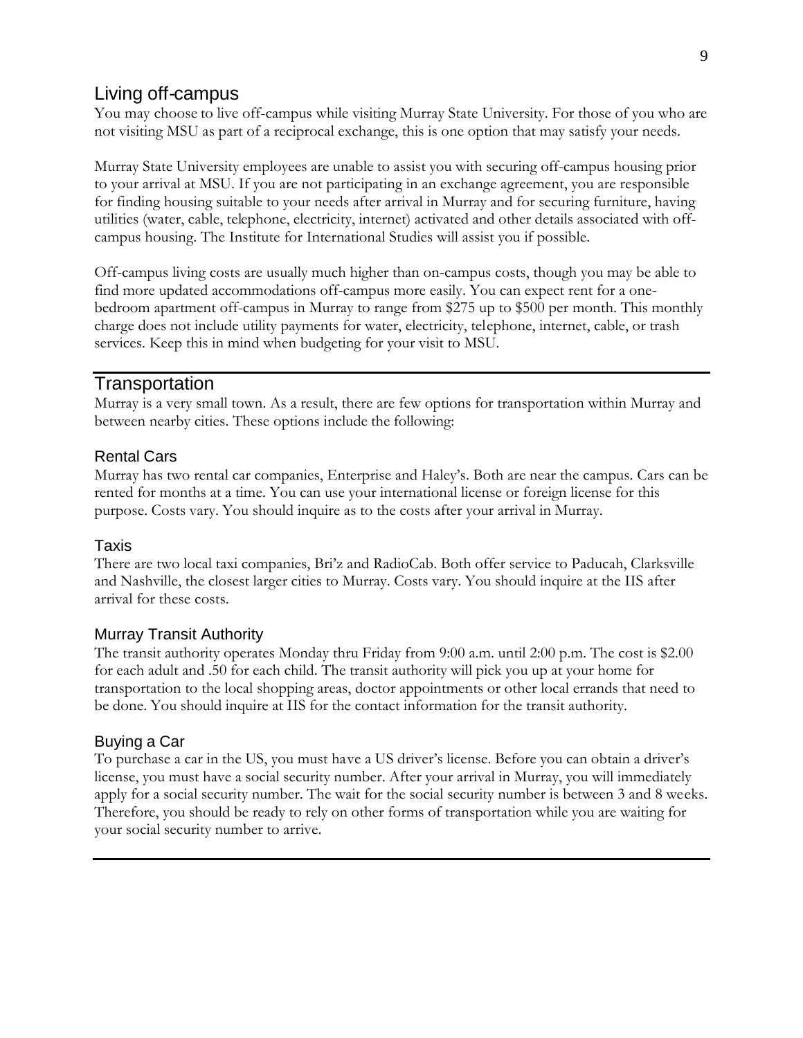## Living off-campus

You may choose to live off-campus while visiting Murray State University. For those of you who are not visiting MSU as part of a reciprocal exchange, this is one option that may satisfy your needs.

Murray State University employees are unable to assist you with securing off-campus housing prior to your arrival at MSU. If you are not participating in an exchange agreement, you are responsible for finding housing suitable to your needs after arrival in Murray and for securing furniture, having utilities (water, cable, telephone, electricity, internet) activated and other details associated with off-campus housing. The Institute for International Studies will assist you if possible.

Off-campus living costs are usually much higher than on-campus costs, though you may be able to find more updated accommodations off-campus more easily. You can expect rent for a one-bedroom apartment off-campus in Murray to range from $275 up to $500 per month. This monthly charge does not include utility payments for water, electricity, telephone, internet, cable, or trash services. Keep this in mind when budgeting for your visit to MSU.

## Transportation

Murray is a very small town. As a result, there are few options for transportation within Murray and between nearby cities. These options include the following:

### Rental Cars

Murray has two rental car companies, Enterprise and Haley's. Both are near the campus. Cars can be rented for months at a time. You can use your international license or foreign license for this purpose. Costs vary. You should inquire as to the costs after your arrival in Murray.

### Taxis

There are two local taxi companies, Bri'z and RadioCab. Both offer service to Paducah, Clarksville and Nashville, the closest larger cities to Murray. Costs vary. You should inquire at the IIS after arrival for these costs.

### Murray Transit Authority

The transit authority operates Monday thru Friday from 9:00 a.m. until 2:00 p.m. The cost is $2.00 for each adult and .50 for each child. The transit authority will pick you up at your home for transportation to the local shopping areas, doctor appointments or other local errands that need to be done. You should inquire at IIS for the contact information for the transit authority.

### Buying a Car

To purchase a car in the US, you must have a US driver's license. Before you can obtain a driver's license, you must have a social security number. After your arrival in Murray, you will immediately apply for a social security number. The wait for the social security number is between 3 and 8 weeks. Therefore, you should be ready to rely on other forms of transportation while you are waiting for your social security number to arrive.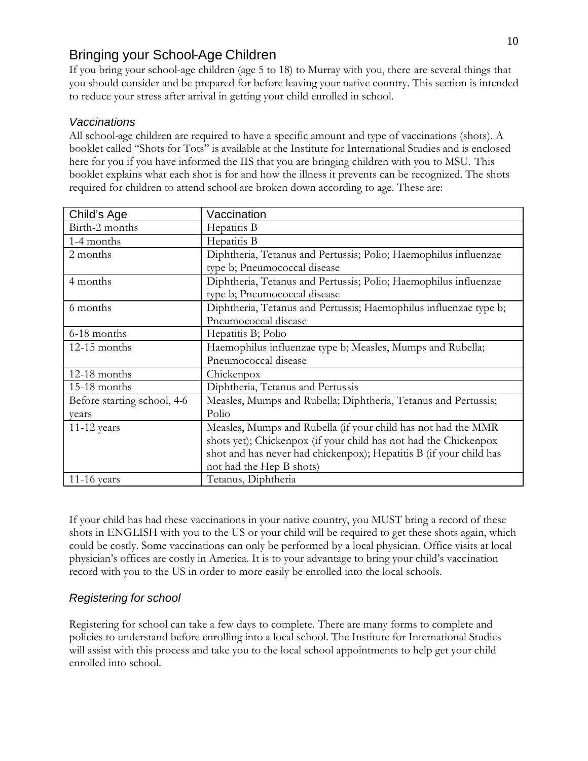## Bringing your School-Age Children

If you bring your school-age children (age 5 to 18) to Murray with you, there are several things that you should consider and be prepared for before leaving your native country. This section is intended to reduce your stress after arrival in getting your child enrolled in school.

### *Vaccinations*

All school-age children are required to have a specific amount and type of vaccinations (shots). A booklet called "Shots for Tots" is available at the Institute for International Studies and is enclosed here for you if you have informed the IIS that you are bringing children with you to MSU. This booklet explains what each shot is for and how the illness it prevents can be recognized. The shots required for children to attend school are broken down according to age. These are:

| Child's Age | Vaccination |
|---|---|
| Birth-2 months | Hepatitis B |
| 1-4 months | Hepatitis B |
| 2 months | Diphtheria, Tetanus and Pertussis; Polio; Haemophilus influenzae type b; Pneumococcal disease |
| 4 months | Diphtheria, Tetanus and Pertussis; Polio; Haemophilus influenzae type b; Pneumococcal disease |
| 6 months | Diphtheria, Tetanus and Pertussis; Haemophilus influenzae type b; Pneumococcal disease |
| 6-18 months | Hepatitis B; Polio |
| 12-15 months | Haemophilus influenzae type b; Measles, Mumps and Rubella; Pneumococcal disease |
| 12-18 months | Chickenpox |
| 15-18 months | Diphtheria, Tetanus and Pertussis |
| Before starting school, 4-6 years | Measles, Mumps and Rubella; Diphtheria, Tetanus and Pertussis; Polio |
| 11-12 years | Measles, Mumps and Rubella (if your child has not had the MMR shots yet); Chickenpox (if your child has not had the Chickenpox shot and has never had chickenpox); Hepatitis B (if your child has not had the Hep B shots) |
| 11-16 years | Tetanus, Diphtheria |

If your child has had these vaccinations in your native country, you MUST bring a record of these shots in ENGLISH with you to the US or your child will be required to get these shots again, which could be costly. Some vaccinations can only be performed by a local physician. Office visits at local physician's offices are costly in America. It is to your advantage to bring your child's vaccination record with you to the US in order to more easily be enrolled into the local schools.

### *Registering for school*

Registering for school can take a few days to complete. There are many forms to complete and policies to understand before enrolling into a local school. The Institute for International Studies will assist with this process and take you to the local school appointments to help get your child enrolled into school.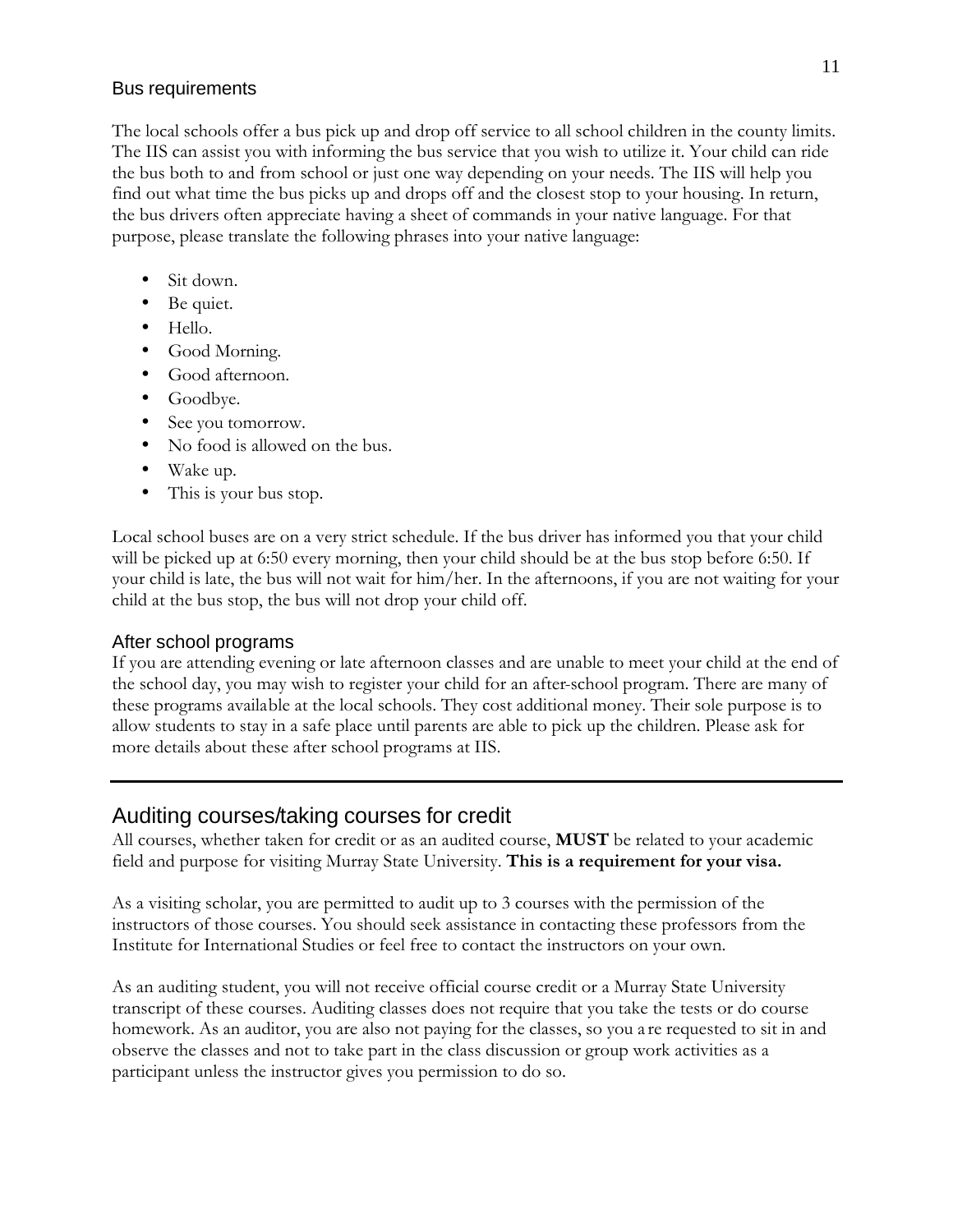### Bus requirements

The local schools offer a bus pick up and drop off service to all school children in the county limits. The IIS can assist you with informing the bus service that you wish to utilize it. Your child can ride the bus both to and from school or just one way depending on your needs. The IIS will help you find out what time the bus picks up and drops off and the closest stop to your housing. In return, the bus drivers often appreciate having a sheet of commands in your native language. For that purpose, please translate the following phrases into your native language:

- Sit down.
- Be quiet.
- Hello.
- Good Morning.
- Good afternoon.
- Goodbye.
- See you tomorrow.
- No food is allowed on the bus.
- Wake up.
- This is your bus stop.

Local school buses are on a very strict schedule. If the bus driver has informed you that your child will be picked up at 6:50 every morning, then your child should be at the bus stop before 6:50. If your child is late, the bus will not wait for him/her. In the afternoons, if you are not waiting for your child at the bus stop, the bus will not drop your child off.

### After school programs

If you are attending evening or late afternoon classes and are unable to meet your child at the end of the school day, you may wish to register your child for an after-school program. There are many of these programs available at the local schools. They cost additional money. Their sole purpose is to allow students to stay in a safe place until parents are able to pick up the children. Please ask for more details about these after school programs at IIS.

---

## Auditing courses/taking courses for credit

All courses, whether taken for credit or as an audited course, **MUST** be related to your academic field and purpose for visiting Murray State University. **This is a requirement for your visa.**

As a visiting scholar, you are permitted to audit up to 3 courses with the permission of the instructors of those courses. You should seek assistance in contacting these professors from the Institute for International Studies or feel free to contact the instructors on your own.

As an auditing student, you will not receive official course credit or a Murray State University transcript of these courses. Auditing classes does not require that you take the tests or do course homework. As an auditor, you are also not paying for the classes, so you are requested to sit in and observe the classes and not to take part in the class discussion or group work activities as a participant unless the instructor gives you permission to do so.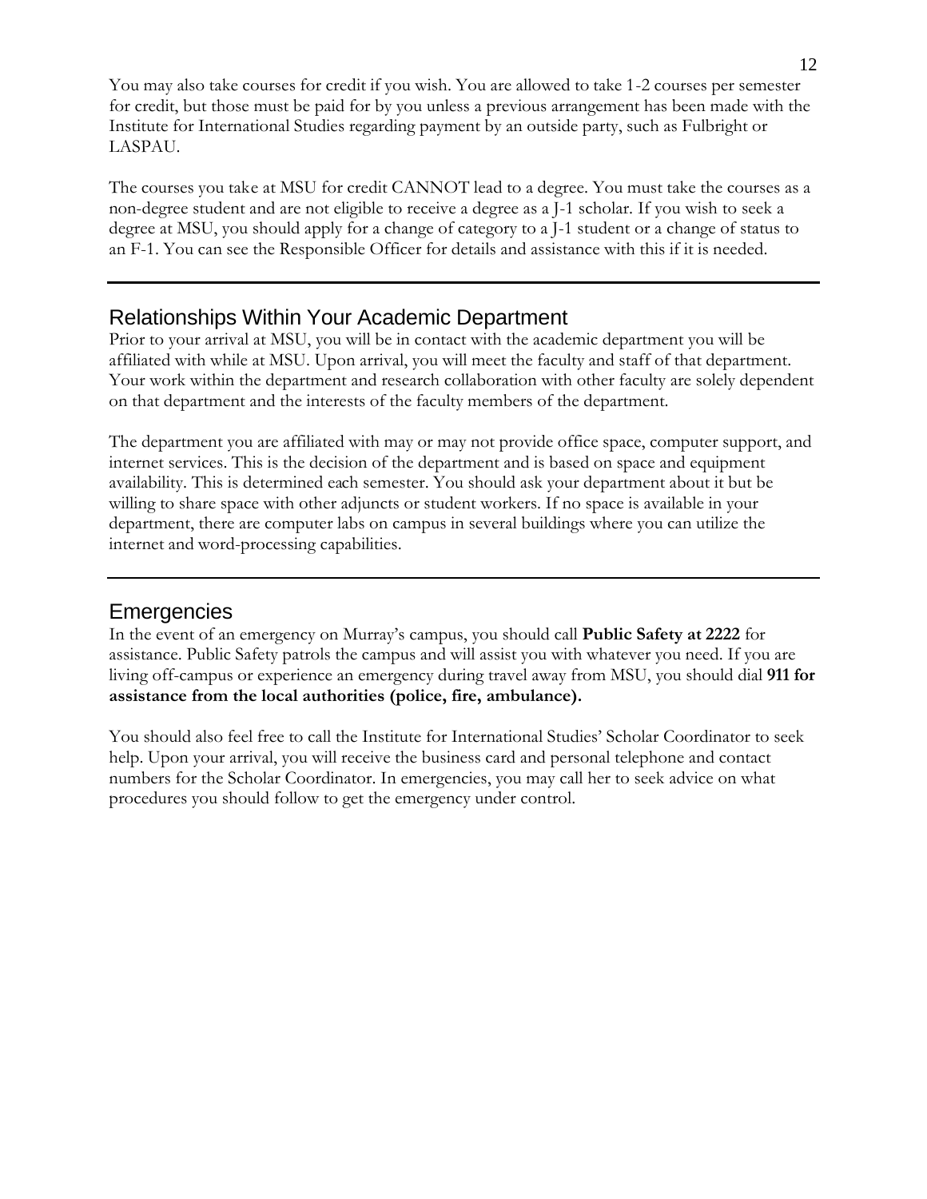You may also take courses for credit if you wish. You are allowed to take 1-2 courses per semester for credit, but those must be paid for by you unless a previous arrangement has been made with the Institute for International Studies regarding payment by an outside party, such as Fulbright or LASPAU.

The courses you take at MSU for credit CANNOT lead to a degree. You must take the courses as a non-degree student and are not eligible to receive a degree as a J-1 scholar. If you wish to seek a degree at MSU, you should apply for a change of category to a J-1 student or a change of status to an F-1. You can see the Responsible Officer for details and assistance with this if it is needed.

---

## Relationships Within Your Academic Department

Prior to your arrival at MSU, you will be in contact with the academic department you will be affiliated with while at MSU. Upon arrival, you will meet the faculty and staff of that department. Your work within the department and research collaboration with other faculty are solely dependent on that department and the interests of the faculty members of the department.

The department you are affiliated with may or may not provide office space, computer support, and internet services. This is the decision of the department and is based on space and equipment availability. This is determined each semester. You should ask your department about it but be willing to share space with other adjuncts or student workers. If no space is available in your department, there are computer labs on campus in several buildings where you can utilize the internet and word-processing capabilities.

---

## Emergencies

In the event of an emergency on Murray's campus, you should call **Public Safety at 2222** for assistance. Public Safety patrols the campus and will assist you with whatever you need. If you are living off-campus or experience an emergency during travel away from MSU, you should dial **911 for assistance from the local authorities (police, fire, ambulance).**

You should also feel free to call the Institute for International Studies' Scholar Coordinator to seek help. Upon your arrival, you will receive the business card and personal telephone and contact numbers for the Scholar Coordinator. In emergencies, you may call her to seek advice on what procedures you should follow to get the emergency under control.